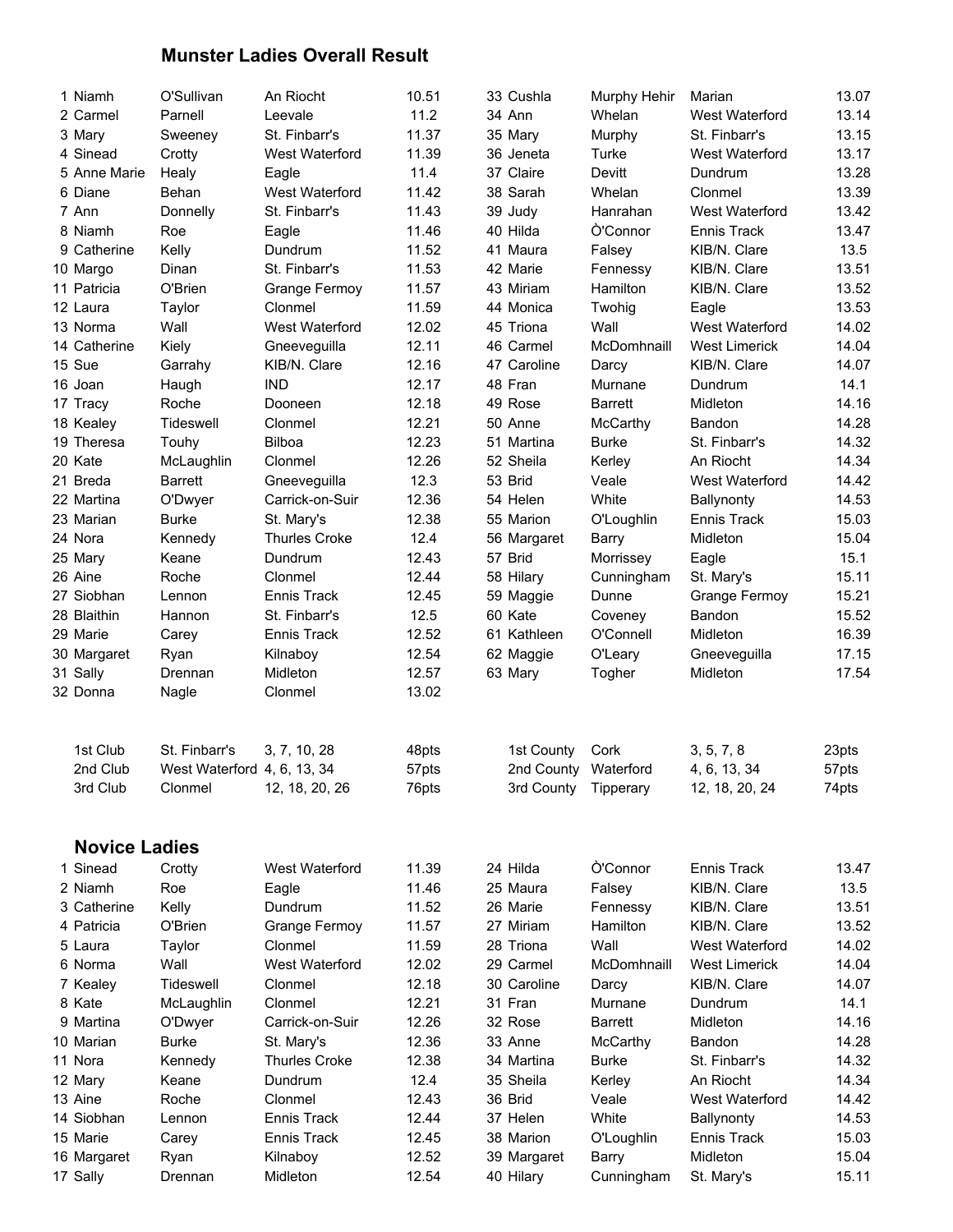## Munster Ladies Overall Result

| Pos | First Name | Surname | Club | Time |
|---|---|---|---|---|
| 1 | Niamh | O'Sullivan | An Riocht | 10.51 |
| 2 | Carmel | Parnell | Leevale | 11.2 |
| 3 | Mary | Sweeney | St. Finbarr's | 11.37 |
| 4 | Sinead | Crotty | West Waterford | 11.39 |
| 5 | Anne Marie | Healy | Eagle | 11.4 |
| 6 | Diane | Behan | West Waterford | 11.42 |
| 7 | Ann | Donnelly | St. Finbarr's | 11.43 |
| 8 | Niamh | Roe | Eagle | 11.46 |
| 9 | Catherine | Kelly | Dundrum | 11.52 |
| 10 | Margo | Dinan | St. Finbarr's | 11.53 |
| 11 | Patricia | O'Brien | Grange Fermoy | 11.57 |
| 12 | Laura | Taylor | Clonmel | 11.59 |
| 13 | Norma | Wall | West Waterford | 12.02 |
| 14 | Catherine | Kiely | Gneeveguilla | 12.11 |
| 15 | Sue | Garrahy | KIB/N. Clare | 12.16 |
| 16 | Joan | Haugh | IND | 12.17 |
| 17 | Tracy | Roche | Dooneen | 12.18 |
| 18 | Kealey | Tideswell | Clonmel | 12.21 |
| 19 | Theresa | Touhy | Bilboa | 12.23 |
| 20 | Kate | McLaughlin | Clonmel | 12.26 |
| 21 | Breda | Barrett | Gneeveguilla | 12.3 |
| 22 | Martina | O'Dwyer | Carrick-on-Suir | 12.36 |
| 23 | Marian | Burke | St. Mary's | 12.38 |
| 24 | Nora | Kennedy | Thurles Croke | 12.4 |
| 25 | Mary | Keane | Dundrum | 12.43 |
| 26 | Aine | Roche | Clonmel | 12.44 |
| 27 | Siobhan | Lennon | Ennis Track | 12.45 |
| 28 | Blaithin | Hannon | St. Finbarr's | 12.5 |
| 29 | Marie | Carey | Ennis Track | 12.52 |
| 30 | Margaret | Ryan | Kilnaboy | 12.54 |
| 31 | Sally | Drennan | Midleton | 12.57 |
| 32 | Donna | Nagle | Clonmel | 13.02 |
| 33 | Cushla | Murphy Hehir | Marian | 13.07 |
| 34 | Ann | Whelan | West Waterford | 13.14 |
| 35 | Mary | Murphy | St. Finbarr's | 13.15 |
| 36 | Jeneta | Turke | West Waterford | 13.17 |
| 37 | Claire | Devitt | Dundrum | 13.28 |
| 38 | Sarah | Whelan | Clonmel | 13.39 |
| 39 | Judy | Hanrahan | West Waterford | 13.42 |
| 40 | Hilda | Ò'Connor | Ennis Track | 13.47 |
| 41 | Maura | Falsey | KIB/N. Clare | 13.5 |
| 42 | Marie | Fennessy | KIB/N. Clare | 13.51 |
| 43 | Miriam | Hamilton | KIB/N. Clare | 13.52 |
| 44 | Monica | Twohig | Eagle | 13.53 |
| 45 | Triona | Wall | West Waterford | 14.02 |
| 46 | Carmel | McDomhnaill | West Limerick | 14.04 |
| 47 | Caroline | Darcy | KIB/N. Clare | 14.07 |
| 48 | Fran | Murnane | Dundrum | 14.1 |
| 49 | Rose | Barrett | Midleton | 14.16 |
| 50 | Anne | McCarthy | Bandon | 14.28 |
| 51 | Martina | Burke | St. Finbarr's | 14.32 |
| 52 | Sheila | Kerley | An Riocht | 14.34 |
| 53 | Brid | Veale | West Waterford | 14.42 |
| 54 | Helen | White | Ballynonty | 14.53 |
| 55 | Marion | O'Loughlin | Ennis Track | 15.03 |
| 56 | Margaret | Barry | Midleton | 15.04 |
| 57 | Brid | Morrissey | Eagle | 15.1 |
| 58 | Hilary | Cunningham | St. Mary's | 15.11 |
| 59 | Maggie | Dunne | Grange Fermoy | 15.21 |
| 60 | Kate | Coveney | Bandon | 15.52 |
| 61 | Kathleen | O'Connell | Midleton | 16.39 |
| 62 | Maggie | O'Leary | Gneeveguilla | 17.15 |
| 63 | Mary | Togher | Midleton | 17.54 |

| | Club | Positions | Points |
|---|---|---|---|
| 1st Club | St. Finbarr's | 3, 7, 10, 28 | 48pts |
| 2nd Club | West Waterford | 4, 6, 13, 34 | 57pts |
| 3rd Club | Clonmel | 12, 18, 20, 26 | 76pts |

| | County | Positions | Points |
|---|---|---|---|
| 1st County | Cork | 3, 5, 7, 8 | 23pts |
| 2nd County | Waterford | 4, 6, 13, 34 | 57pts |
| 3rd County | Tipperary | 12, 18, 20, 24 | 74pts |

## Novice Ladies

| Pos | First Name | Surname | Club | Time |
|---|---|---|---|---|
| 1 | Sinead | Crotty | West Waterford | 11.39 |
| 2 | Niamh | Roe | Eagle | 11.46 |
| 3 | Catherine | Kelly | Dundrum | 11.52 |
| 4 | Patricia | O'Brien | Grange Fermoy | 11.57 |
| 5 | Laura | Taylor | Clonmel | 11.59 |
| 6 | Norma | Wall | West Waterford | 12.02 |
| 7 | Kealey | Tideswell | Clonmel | 12.18 |
| 8 | Kate | McLaughlin | Clonmel | 12.21 |
| 9 | Martina | O'Dwyer | Carrick-on-Suir | 12.26 |
| 10 | Marian | Burke | St. Mary's | 12.36 |
| 11 | Nora | Kennedy | Thurles Croke | 12.38 |
| 12 | Mary | Keane | Dundrum | 12.4 |
| 13 | Aine | Roche | Clonmel | 12.43 |
| 14 | Siobhan | Lennon | Ennis Track | 12.44 |
| 15 | Marie | Carey | Ennis Track | 12.45 |
| 16 | Margaret | Ryan | Kilnaboy | 12.52 |
| 17 | Sally | Drennan | Midleton | 12.54 |
| 24 | Hilda | Ò'Connor | Ennis Track | 13.47 |
| 25 | Maura | Falsey | KIB/N. Clare | 13.5 |
| 26 | Marie | Fennessy | KIB/N. Clare | 13.51 |
| 27 | Miriam | Hamilton | KIB/N. Clare | 13.52 |
| 28 | Triona | Wall | West Waterford | 14.02 |
| 29 | Carmel | McDomhnaill | West Limerick | 14.04 |
| 30 | Caroline | Darcy | KIB/N. Clare | 14.07 |
| 31 | Fran | Murnane | Dundrum | 14.1 |
| 32 | Rose | Barrett | Midleton | 14.16 |
| 33 | Anne | McCarthy | Bandon | 14.28 |
| 34 | Martina | Burke | St. Finbarr's | 14.32 |
| 35 | Sheila | Kerley | An Riocht | 14.34 |
| 36 | Brid | Veale | West Waterford | 14.42 |
| 37 | Helen | White | Ballynonty | 14.53 |
| 38 | Marion | O'Loughlin | Ennis Track | 15.03 |
| 39 | Margaret | Barry | Midleton | 15.04 |
| 40 | Hilary | Cunningham | St. Mary's | 15.11 |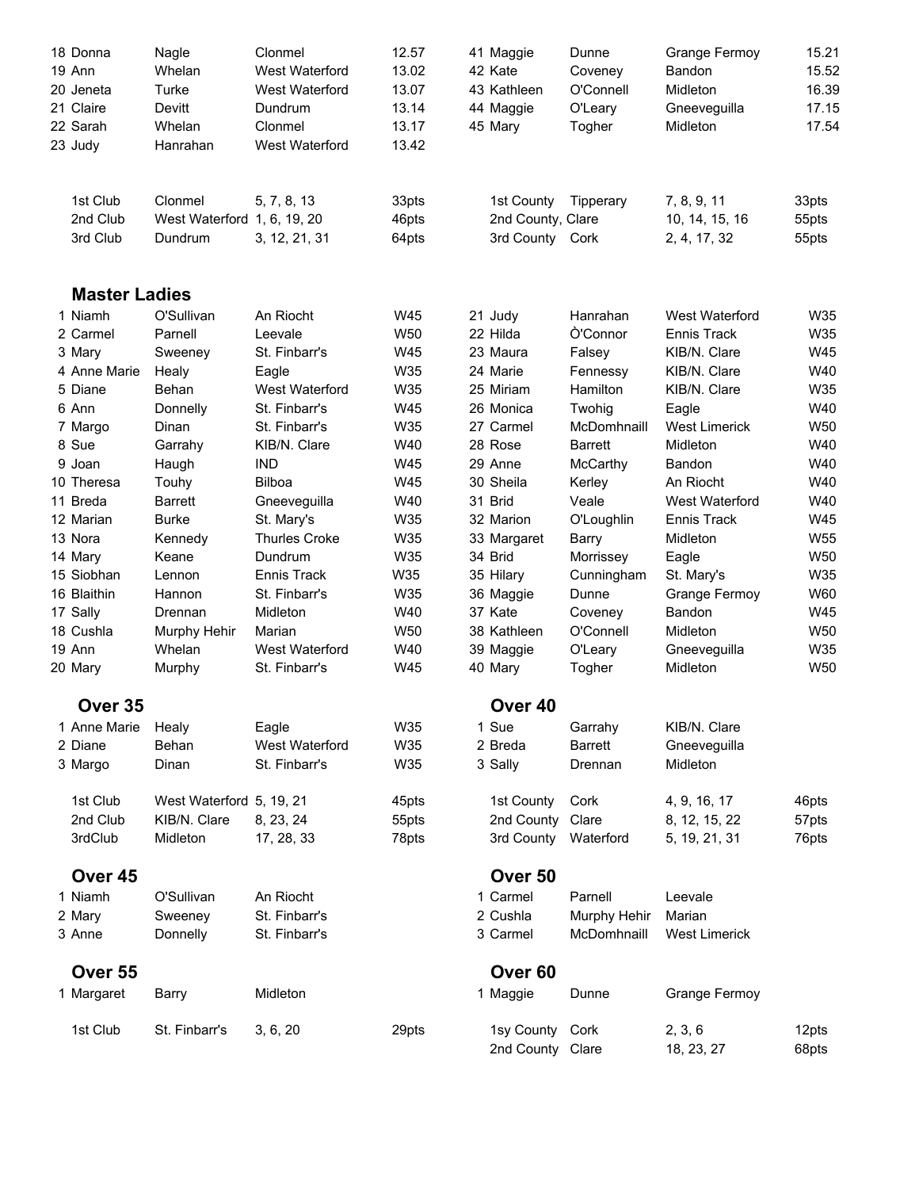| | | | | | | | | | |
|---|---|---|---|---|---|---|---|---|---|
| 18 | Donna | Nagle | Clonmel | 12.57 | 41 | Maggie | Dunne | Grange Fermoy | 15.21 |
| 19 | Ann | Whelan | West Waterford | 13.02 | 42 | Kate | Coveney | Bandon | 15.52 |
| 20 | Jeneta | Turke | West Waterford | 13.07 | 43 | Kathleen | O'Connell | Midleton | 16.39 |
| 21 | Claire | Devitt | Dundrum | 13.14 | 44 | Maggie | O'Leary | Gneeveguilla | 17.15 |
| 22 | Sarah | Whelan | Clonmel | 13.17 | 45 | Mary | Togher | Midleton | 17.54 |
| 23 | Judy | Hanrahan | West Waterford | 13.42 | | | | | |

| | | | | | | | |
|---|---|---|---|---|---|---|---|
| 1st Club | Clonmel | 5, 7, 8, 13 | 33pts | 1st County | Tipperary | 7, 8, 9, 11 | 33pts |
| 2nd Club | West Waterford | 1, 6, 19, 20 | 46pts | 2nd County, | Clare | 10, 14, 15, 16 | 55pts |
| 3rd Club | Dundrum | 3, 12, 21, 31 | 64pts | 3rd County | Cork | 2, 4, 17, 32 | 55pts |

## Master Ladies

| | | | | | | | | | |
|---|---|---|---|---|---|---|---|---|---|
| 1 | Niamh | O'Sullivan | An Riocht | W45 | 21 | Judy | Hanrahan | West Waterford | W35 |
| 2 | Carmel | Parnell | Leevale | W50 | 22 | Hilda | Ò'Connor | Ennis Track | W35 |
| 3 | Mary | Sweeney | St. Finbarr's | W45 | 23 | Maura | Falsey | KIB/N. Clare | W45 |
| 4 | Anne Marie | Healy | Eagle | W35 | 24 | Marie | Fennessy | KIB/N. Clare | W40 |
| 5 | Diane | Behan | West Waterford | W35 | 25 | Miriam | Hamilton | KIB/N. Clare | W35 |
| 6 | Ann | Donnelly | St. Finbarr's | W45 | 26 | Monica | Twohig | Eagle | W40 |
| 7 | Margo | Dinan | St. Finbarr's | W35 | 27 | Carmel | McDomhnaill | West Limerick | W50 |
| 8 | Sue | Garrahy | KIB/N. Clare | W40 | 28 | Rose | Barrett | Midleton | W40 |
| 9 | Joan | Haugh | IND | W45 | 29 | Anne | McCarthy | Bandon | W40 |
| 10 | Theresa | Touhy | Bilboa | W45 | 30 | Sheila | Kerley | An Riocht | W40 |
| 11 | Breda | Barrett | Gneeveguilla | W40 | 31 | Brid | Veale | West Waterford | W40 |
| 12 | Marian | Burke | St. Mary's | W35 | 32 | Marion | O'Loughlin | Ennis Track | W45 |
| 13 | Nora | Kennedy | Thurles Croke | W35 | 33 | Margaret | Barry | Midleton | W55 |
| 14 | Mary | Keane | Dundrum | W35 | 34 | Brid | Morrissey | Eagle | W50 |
| 15 | Siobhan | Lennon | Ennis Track | W35 | 35 | Hilary | Cunningham | St. Mary's | W35 |
| 16 | Blaithin | Hannon | St. Finbarr's | W35 | 36 | Maggie | Dunne | Grange Fermoy | W60 |
| 17 | Sally | Drennan | Midleton | W40 | 37 | Kate | Coveney | Bandon | W45 |
| 18 | Cushla | Murphy Hehir | Marian | W50 | 38 | Kathleen | O'Connell | Midleton | W50 |
| 19 | Ann | Whelan | West Waterford | W40 | 39 | Maggie | O'Leary | Gneeveguilla | W35 |
| 20 | Mary | Murphy | St. Finbarr's | W45 | 40 | Mary | Togher | Midleton | W50 |

### Over 35

| | | | | |
|---|---|---|---|---|
| 1 | Anne Marie | Healy | Eagle | W35 |
| 2 | Diane | Behan | West Waterford | W35 |
| 3 | Margo | Dinan | St. Finbarr's | W35 |

| | | | |
|---|---|---|---|
| 1st Club | West Waterford | 5, 19, 21 | 45pts |
| 2nd Club | KIB/N. Clare | 8, 23, 24 | 55pts |
| 3rdClub | Midleton | 17, 28, 33 | 78pts |

### Over 40

| | | | |
|---|---|---|---|
| 1 | Sue | Garrahy | KIB/N. Clare |
| 2 | Breda | Barrett | Gneeveguilla |
| 3 | Sally | Drennan | Midleton |

| | | | |
|---|---|---|---|
| 1st County | Cork | 4, 9, 16, 17 | 46pts |
| 2nd County | Clare | 8, 12, 15, 22 | 57pts |
| 3rd County | Waterford | 5, 19, 21, 31 | 76pts |

### Over 45

| | | | |
|---|---|---|---|
| 1 | Niamh | O'Sullivan | An Riocht |
| 2 | Mary | Sweeney | St. Finbarr's |
| 3 | Anne | Donnelly | St. Finbarr's |

### Over 50

| | | | |
|---|---|---|---|
| 1 | Carmel | Parnell | Leevale |
| 2 | Cushla | Murphy Hehir | Marian |
| 3 | Carmel | McDomhnaill | West Limerick |

### Over 55

| | | | |
|---|---|---|---|
| 1 | Margaret | Barry | Midleton |

| | | | |
|---|---|---|---|
| 1st Club | St. Finbarr's | 3, 6, 20 | 29pts |

### Over 60

| | | | |
|---|---|---|---|
| 1 | Maggie | Dunne | Grange Fermoy |

| | | | |
|---|---|---|---|
| 1sy County | Cork | 2, 3, 6 | 12pts |
| 2nd County | Clare | 18, 23, 27 | 68pts |